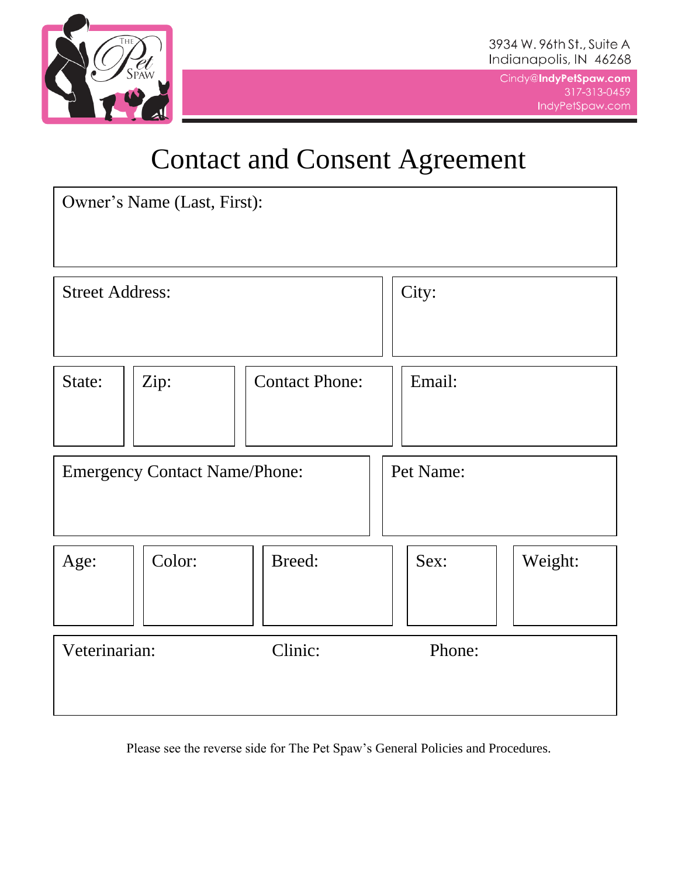THE Pet SPAW

3934 W. 96th St., Suite A
Indianapolis, IN 46268

Cindy@IndyPetSpaw.com
317-313-0459
IndyPetSpaw.com

# Contact and Consent Agreement

| Owner's Name (Last, First): |
|---|
| |

| Street Address: | City: |
|---|---|
| | |

| State: | Zip: | Contact Phone: | Email: |
|---|---|---|---|
| | | | |

| Emergency Contact Name/Phone: | Pet Name: |
|---|---|
| | |

| Age: | Color: | Breed: | Sex: | Weight: |
|---|---|---|---|---|
| | | | | |

| Veterinarian: | Clinic: | Phone: |
|---|---|---|
| | | |

Please see the reverse side for The Pet Spaw's General Policies and Procedures.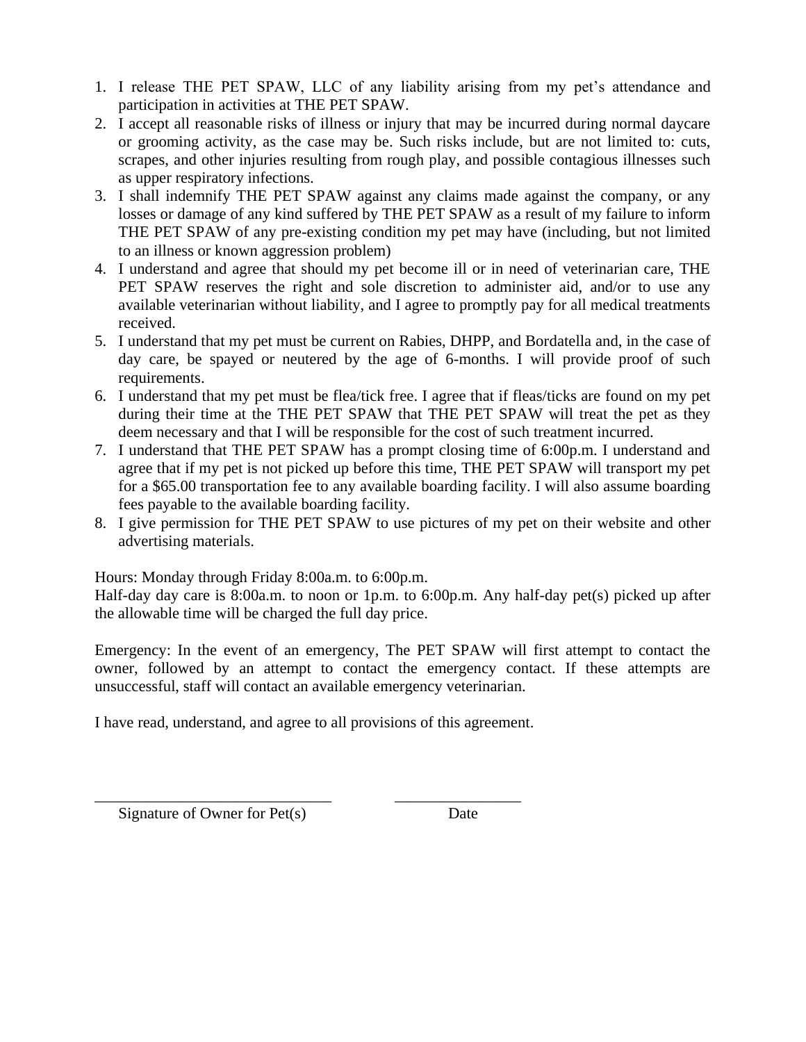1. I release THE PET SPAW, LLC of any liability arising from my pet's attendance and participation in activities at THE PET SPAW.
2. I accept all reasonable risks of illness or injury that may be incurred during normal daycare or grooming activity, as the case may be. Such risks include, but are not limited to: cuts, scrapes, and other injuries resulting from rough play, and possible contagious illnesses such as upper respiratory infections.
3. I shall indemnify THE PET SPAW against any claims made against the company, or any losses or damage of any kind suffered by THE PET SPAW as a result of my failure to inform THE PET SPAW of any pre-existing condition my pet may have (including, but not limited to an illness or known aggression problem)
4. I understand and agree that should my pet become ill or in need of veterinarian care, THE PET SPAW reserves the right and sole discretion to administer aid, and/or to use any available veterinarian without liability, and I agree to promptly pay for all medical treatments received.
5. I understand that my pet must be current on Rabies, DHPP, and Bordatella and, in the case of day care, be spayed or neutered by the age of 6-months. I will provide proof of such requirements.
6. I understand that my pet must be flea/tick free. I agree that if fleas/ticks are found on my pet during their time at the THE PET SPAW that THE PET SPAW will treat the pet as they deem necessary and that I will be responsible for the cost of such treatment incurred.
7. I understand that THE PET SPAW has a prompt closing time of 6:00p.m. I understand and agree that if my pet is not picked up before this time, THE PET SPAW will transport my pet for a $65.00 transportation fee to any available boarding facility. I will also assume boarding fees payable to the available boarding facility.
8. I give permission for THE PET SPAW to use pictures of my pet on their website and other advertising materials.

Hours: Monday through Friday 8:00a.m. to 6:00p.m.
Half-day day care is 8:00a.m. to noon or 1p.m. to 6:00p.m. Any half-day pet(s) picked up after the allowable time will be charged the full day price.

Emergency: In the event of an emergency, The PET SPAW will first attempt to contact the owner, followed by an attempt to contact the emergency contact. If these attempts are unsuccessful, staff will contact an available emergency veterinarian.

I have read, understand, and agree to all provisions of this agreement.

______________________________ ________________

Signature of Owner for Pet(s) Date